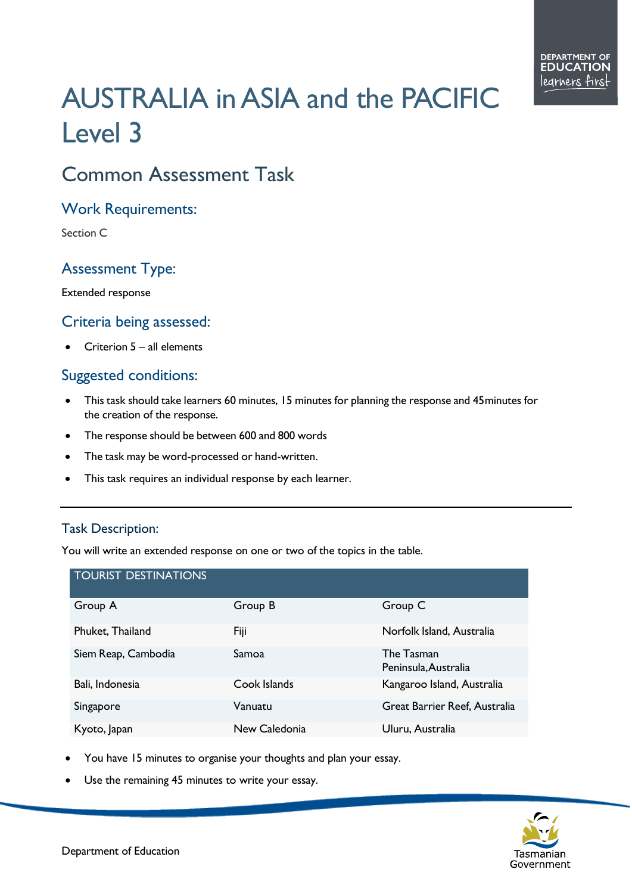# AUSTRALIA in ASIA and the PACIFIC Level 3

## Common Assessment Task

### Work Requirements:

Section C

### Assessment Type:

Extended response

### Criteria being assessed:

- Criterion 5 – all elements

### Suggested conditions:

- This task should take learners 60 minutes, 15 minutes for planning the response and 45minutes for the creation of the response.
- The response should be between 600 and 800 words
- The task may be word-processed or hand-written.
- This task requires an individual response by each learner.

---

### Task Description:

You will write an extended response on one or two of the topics in the table.

| TOURIST DESTINATIONS | | |
|---|---|---|
| Group A | Group B | Group C |
| Phuket, Thailand | Fiji | Norfolk Island, Australia |
| Siem Reap, Cambodia | Samoa | The Tasman Peninsula,Australia |
| Bali, Indonesia | Cook Islands | Kangaroo Island, Australia |
| Singapore | Vanuatu | Great Barrier Reef, Australia |
| Kyoto, Japan | New Caledonia | Uluru, Australia |

- You have 15 minutes to organise your thoughts and plan your essay.
- Use the remaining 45 minutes to write your essay.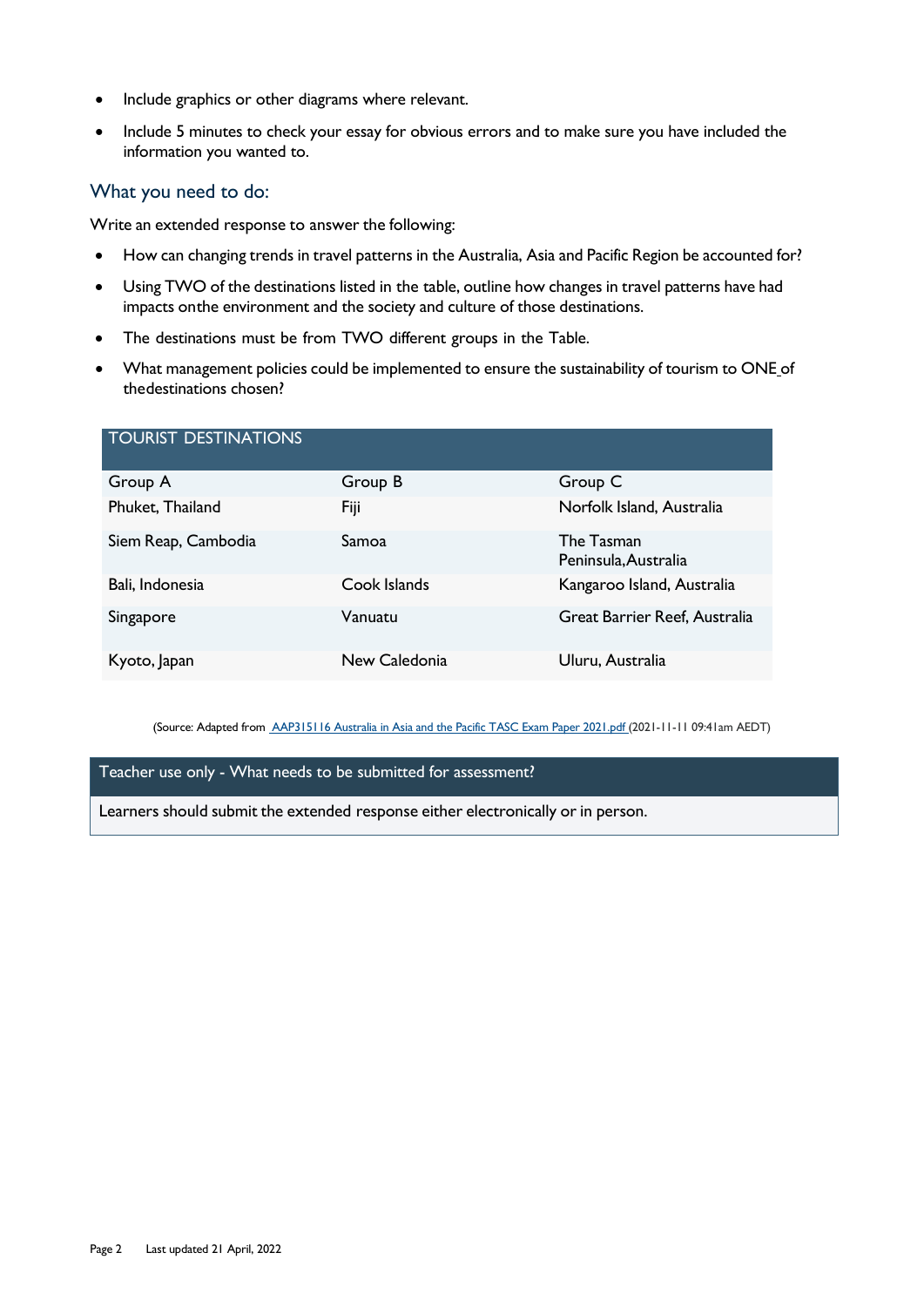- Include graphics or other diagrams where relevant.
- Include 5 minutes to check your essay for obvious errors and to make sure you have included the information you wanted to.

## What you need to do:

Write an extended response to answer the following:

- How can changing trends in travel patterns in the Australia, Asia and Pacific Region be accounted for?
- Using TWO of the destinations listed in the table, outline how changes in travel patterns have had impacts onthe environment and the society and culture of those destinations.
- The destinations must be from TWO different groups in the Table.
- What management policies could be implemented to ensure the sustainability of tourism to ONE of thedestinations chosen?

| TOURIST DESTINATIONS | | |
|---|---|---|
| Group A | Group B | Group C |
| Phuket, Thailand | Fiji | Norfolk Island, Australia |
| Siem Reap, Cambodia | Samoa | The Tasman Peninsula,Australia |
| Bali, Indonesia | Cook Islands | Kangaroo Island, Australia |
| Singapore | Vanuatu | Great Barrier Reef, Australia |
| Kyoto, Japan | New Caledonia | Uluru, Australia |

(Source: Adapted from AAP315116 Australia in Asia and the Pacific TASC Exam Paper 2021.pdf (2021-11-11 09:41am AEDT)

| Teacher use only - What needs to be submitted for assessment? |
|---|
| Learners should submit the extended response either electronically or in person. |